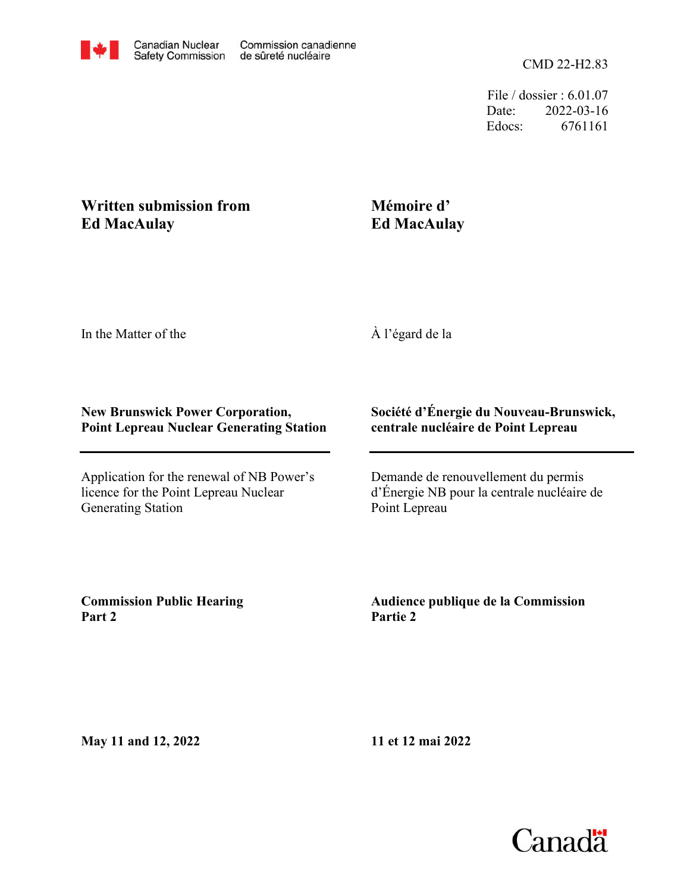Canadian Nuclear Safety Commission / Commission canadienne de sûreté nucléaire

CMD 22-H2.83

File / dossier : 6.01.07
Date: 2022-03-16
Edocs: 6761161

**Written submission from Ed MacAulay**

**Mémoire d' Ed MacAulay**

In the Matter of the

À l'égard de la

**New Brunswick Power Corporation, Point Lepreau Nuclear Generating Station**

**Société d'Énergie du Nouveau-Brunswick, centrale nucléaire de Point Lepreau**

Application for the renewal of NB Power's licence for the Point Lepreau Nuclear Generating Station

Demande de renouvellement du permis d'Énergie NB pour la centrale nucléaire de Point Lepreau

**Commission Public Hearing Part 2**

**Audience publique de la Commission Partie 2**

**May 11 and 12, 2022**

**11 et 12 mai 2022**

Canada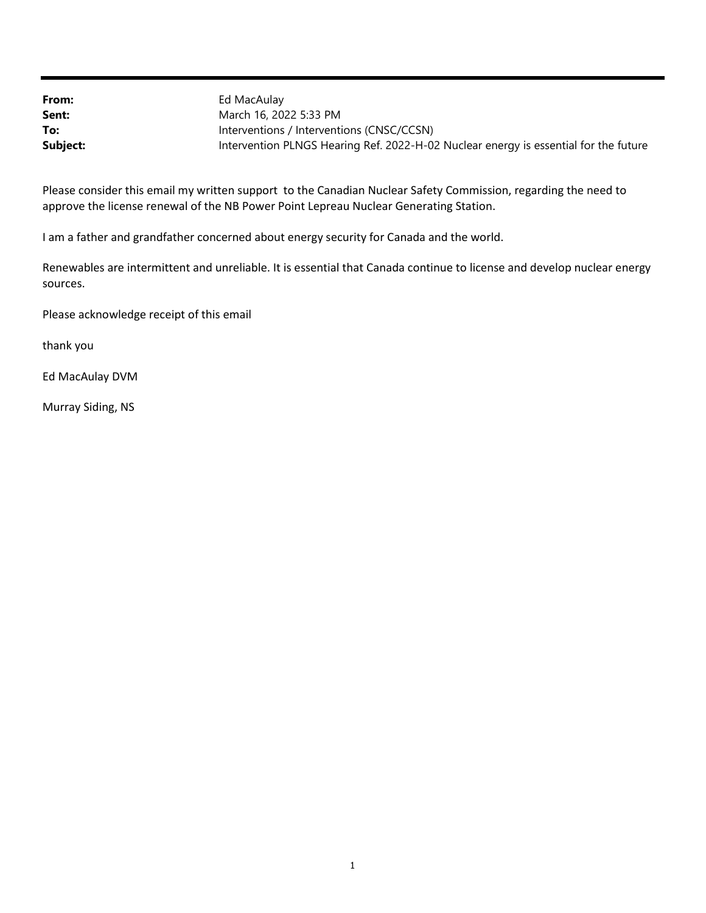**From:** Ed MacAulay
**Sent:** March 16, 2022 5:33 PM
**To:** Interventions / Interventions (CNSC/CCSN)
**Subject:** Intervention PLNGS Hearing Ref. 2022-H-02 Nuclear energy is essential for the future

Please consider this email my written support to the Canadian Nuclear Safety Commission, regarding the need to approve the license renewal of the NB Power Point Lepreau Nuclear Generating Station.

I am a father and grandfather concerned about energy security for Canada and the world.

Renewables are intermittent and unreliable. It is essential that Canada continue to license and develop nuclear energy sources.

Please acknowledge receipt of this email

thank you

Ed MacAulay DVM

Murray Siding, NS